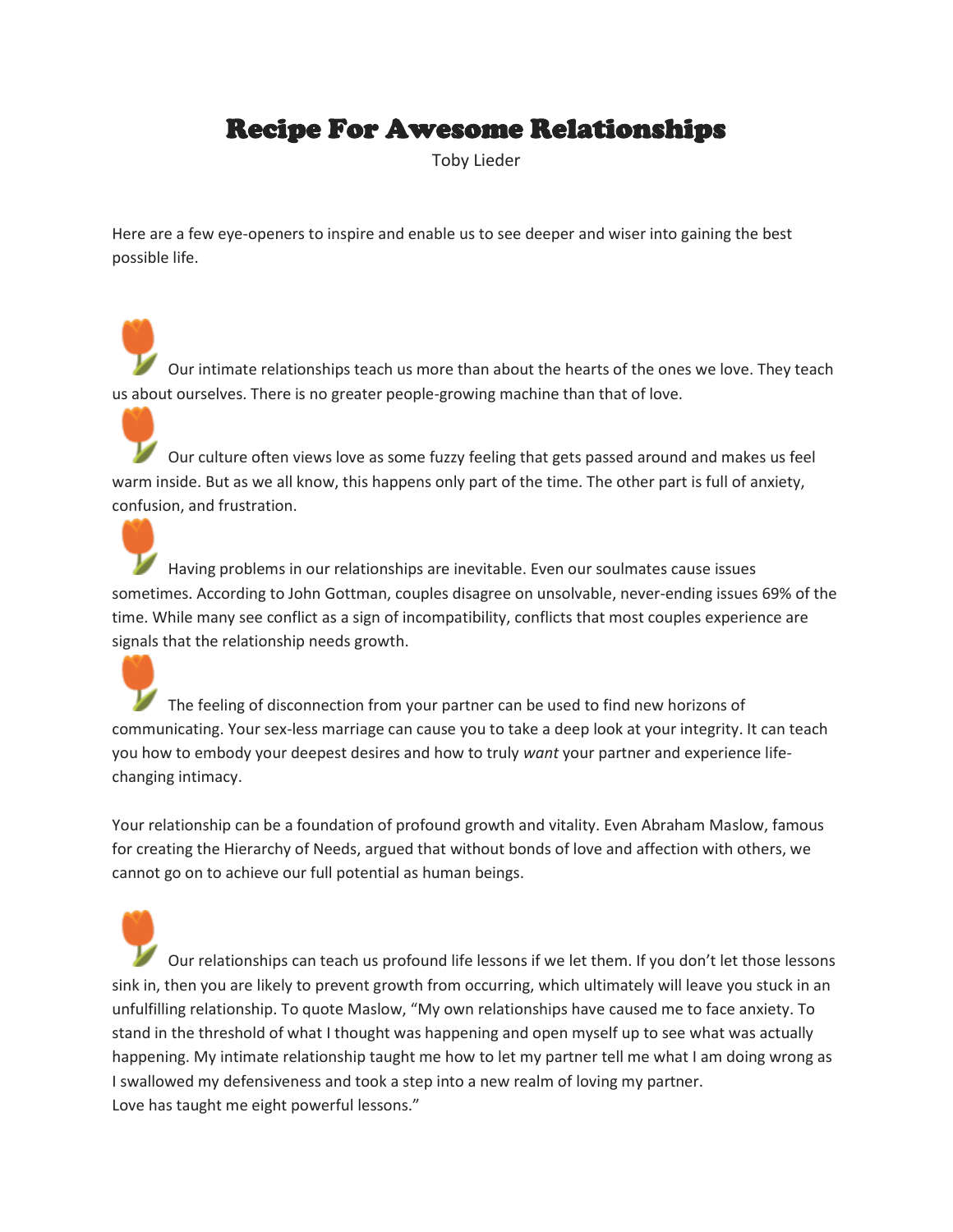# Recipe For Awesome Relationships

Toby Lieder

Here are a few eye-openers to inspire and enable us to see deeper and wiser into gaining the best possible life.

- Our intimate relationships teach us more than about the hearts of the ones we love. They teach us about ourselves. There is no greater people-growing machine than that of love.

- Our culture often views love as some fuzzy feeling that gets passed around and makes us feel warm inside. But as we all know, this happens only part of the time. The other part is full of anxiety, confusion, and frustration.

- Having problems in our relationships are inevitable. Even our soulmates cause issues sometimes. According to John Gottman, couples disagree on unsolvable, never-ending issues 69% of the time. While many see conflict as a sign of incompatibility, conflicts that most couples experience are signals that the relationship needs growth.

- The feeling of disconnection from your partner can be used to find new horizons of communicating. Your sex-less marriage can cause you to take a deep look at your integrity. It can teach you how to embody your deepest desires and how to truly *want* your partner and experience life-changing intimacy.

Your relationship can be a foundation of profound growth and vitality. Even Abraham Maslow, famous for creating the Hierarchy of Needs, argued that without bonds of love and affection with others, we cannot go on to achieve our full potential as human beings.

- Our relationships can teach us profound life lessons if we let them. If you don't let those lessons sink in, then you are likely to prevent growth from occurring, which ultimately will leave you stuck in an unfulfilling relationship. To quote Maslow, "My own relationships have caused me to face anxiety. To stand in the threshold of what I thought was happening and open myself up to see what was actually happening. My intimate relationship taught me how to let my partner tell me what I am doing wrong as I swallowed my defensiveness and took a step into a new realm of loving my partner. Love has taught me eight powerful lessons."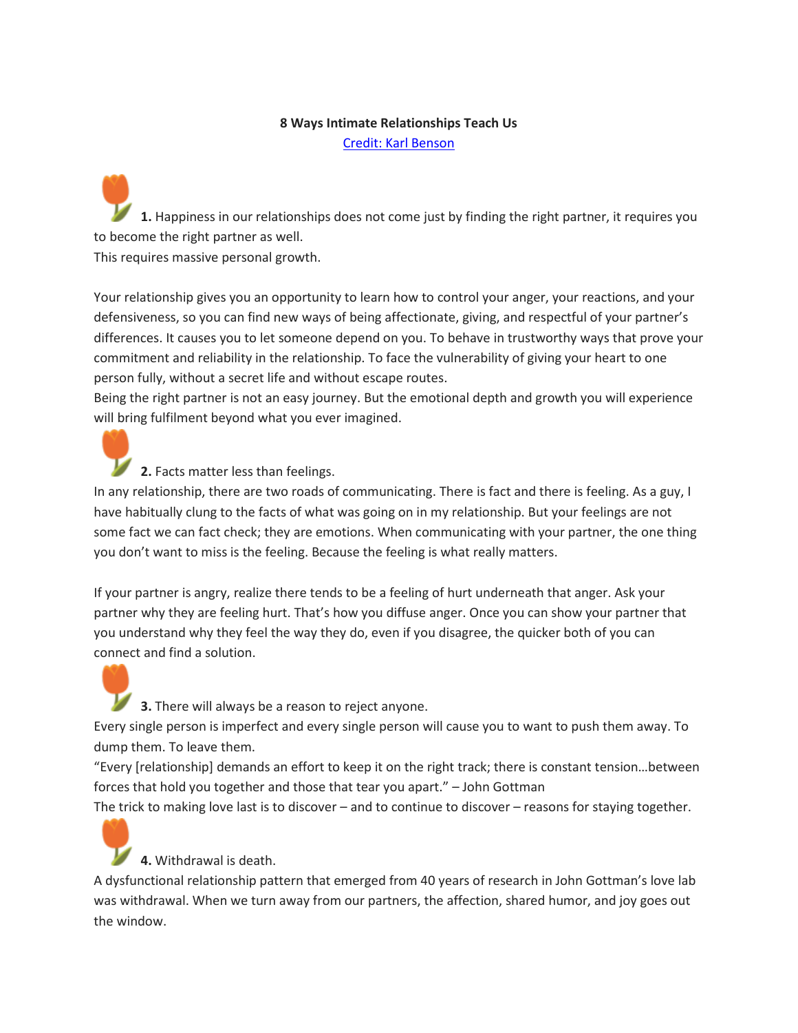**8 Ways Intimate Relationships Teach Us**

[Credit: Karl Benson]

**1.** Happiness in our relationships does not come just by finding the right partner, it requires you to become the right partner as well.
This requires massive personal growth.

Your relationship gives you an opportunity to learn how to control your anger, your reactions, and your defensiveness, so you can find new ways of being affectionate, giving, and respectful of your partner's differences. It causes you to let someone depend on you. To behave in trustworthy ways that prove your commitment and reliability in the relationship. To face the vulnerability of giving your heart to one person fully, without a secret life and without escape routes.
Being the right partner is not an easy journey. But the emotional depth and growth you will experience will bring fulfilment beyond what you ever imagined.

**2.** Facts matter less than feelings.
In any relationship, there are two roads of communicating. There is fact and there is feeling. As a guy, I have habitually clung to the facts of what was going on in my relationship. But your feelings are not some fact we can fact check; they are emotions. When communicating with your partner, the one thing you don't want to miss is the feeling. Because the feeling is what really matters.

If your partner is angry, realize there tends to be a feeling of hurt underneath that anger. Ask your partner why they are feeling hurt. That's how you diffuse anger. Once you can show your partner that you understand why they feel the way they do, even if you disagree, the quicker both of you can connect and find a solution.

**3.** There will always be a reason to reject anyone.
Every single person is imperfect and every single person will cause you to want to push them away. To dump them. To leave them.
"Every [relationship] demands an effort to keep it on the right track; there is constant tension…between forces that hold you together and those that tear you apart." – John Gottman
The trick to making love last is to discover – and to continue to discover – reasons for staying together.

**4.** Withdrawal is death.
A dysfunctional relationship pattern that emerged from 40 years of research in John Gottman's love lab was withdrawal. When we turn away from our partners, the affection, shared humor, and joy goes out the window.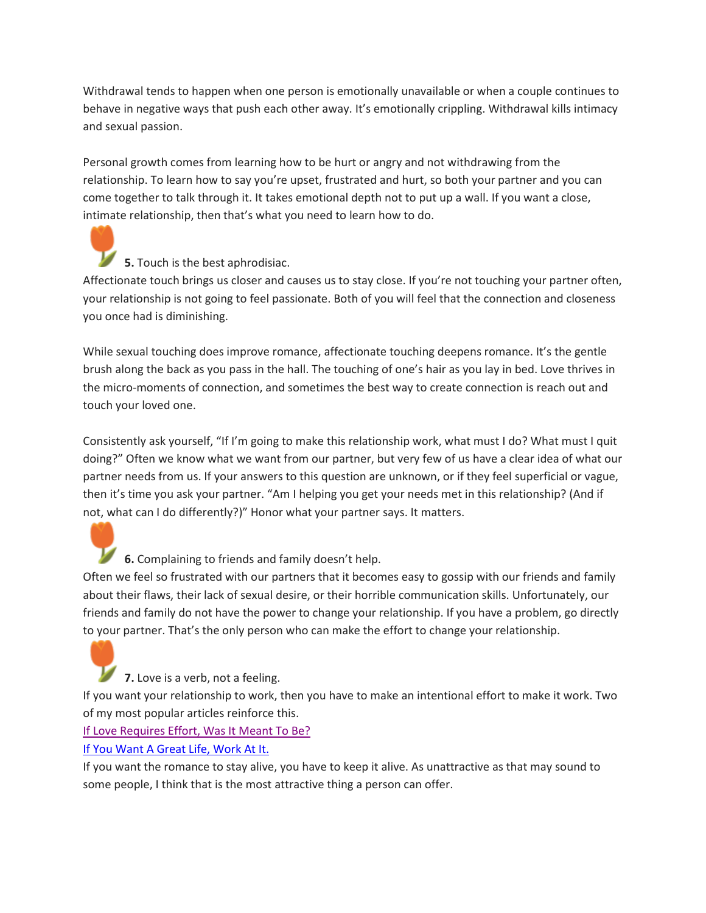Withdrawal tends to happen when one person is emotionally unavailable or when a couple continues to behave in negative ways that push each other away. It's emotionally crippling. Withdrawal kills intimacy and sexual passion.

Personal growth comes from learning how to be hurt or angry and not withdrawing from the relationship. To learn how to say you're upset, frustrated and hurt, so both your partner and you can come together to talk through it. It takes emotional depth not to put up a wall. If you want a close, intimate relationship, then that's what you need to learn how to do.

**5.** Touch is the best aphrodisiac.

Affectionate touch brings us closer and causes us to stay close. If you're not touching your partner often, your relationship is not going to feel passionate. Both of you will feel that the connection and closeness you once had is diminishing.

While sexual touching does improve romance, affectionate touching deepens romance. It's the gentle brush along the back as you pass in the hall. The touching of one's hair as you lay in bed. Love thrives in the micro-moments of connection, and sometimes the best way to create connection is reach out and touch your loved one.

Consistently ask yourself, "If I'm going to make this relationship work, what must I do? What must I quit doing?" Often we know what we want from our partner, but very few of us have a clear idea of what our partner needs from us. If your answers to this question are unknown, or if they feel superficial or vague, then it's time you ask your partner. "Am I helping you get your needs met in this relationship? (And if not, what can I do differently?)" Honor what your partner says. It matters.

**6.** Complaining to friends and family doesn't help.

Often we feel so frustrated with our partners that it becomes easy to gossip with our friends and family about their flaws, their lack of sexual desire, or their horrible communication skills. Unfortunately, our friends and family do not have the power to change your relationship. If you have a problem, go directly to your partner. That's the only person who can make the effort to change your relationship.

**7.** Love is a verb, not a feeling.

If you want your relationship to work, then you have to make an intentional effort to make it work. Two of my most popular articles reinforce this.

If Love Requires Effort, Was It Meant To Be?

If You Want A Great Life, Work At It.

If you want the romance to stay alive, you have to keep it alive. As unattractive as that may sound to some people, I think that is the most attractive thing a person can offer.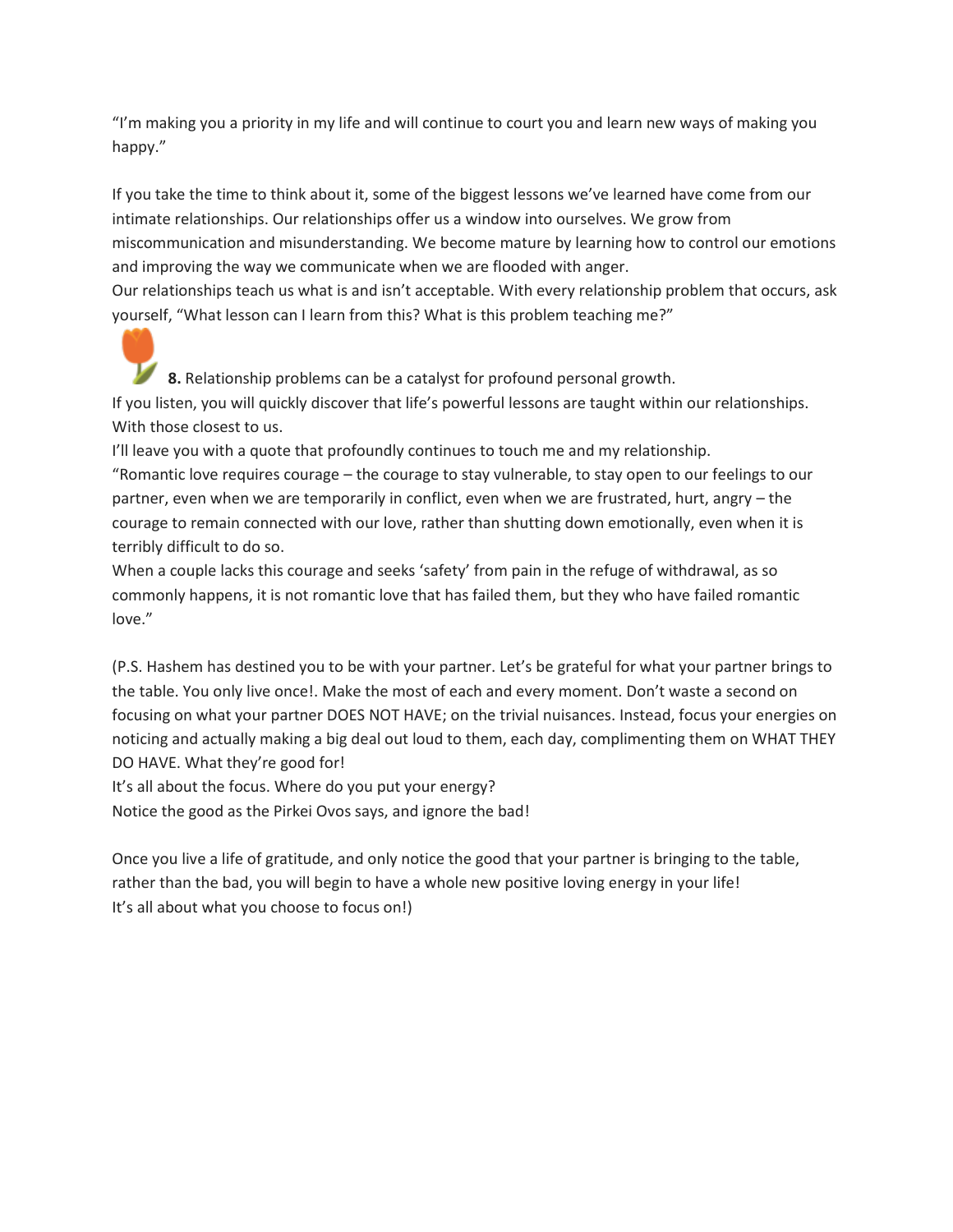"I'm making you a priority in my life and will continue to court you and learn new ways of making you happy."

If you take the time to think about it, some of the biggest lessons we've learned have come from our intimate relationships. Our relationships offer us a window into ourselves. We grow from miscommunication and misunderstanding. We become mature by learning how to control our emotions and improving the way we communicate when we are flooded with anger.
Our relationships teach us what is and isn't acceptable. With every relationship problem that occurs, ask yourself, "What lesson can I learn from this? What is this problem teaching me?"

🌷 **8.** Relationship problems can be a catalyst for profound personal growth.
If you listen, you will quickly discover that life's powerful lessons are taught within our relationships. With those closest to us.
I'll leave you with a quote that profoundly continues to touch me and my relationship.
"Romantic love requires courage – the courage to stay vulnerable, to stay open to our feelings to our partner, even when we are temporarily in conflict, even when we are frustrated, hurt, angry – the courage to remain connected with our love, rather than shutting down emotionally, even when it is terribly difficult to do so.
When a couple lacks this courage and seeks 'safety' from pain in the refuge of withdrawal, as so commonly happens, it is not romantic love that has failed them, but they who have failed romantic love."

(P.S. Hashem has destined you to be with your partner. Let's be grateful for what your partner brings to the table. You only live once!. Make the most of each and every moment. Don't waste a second on focusing on what your partner DOES NOT HAVE; on the trivial nuisances. Instead, focus your energies on noticing and actually making a big deal out loud to them, each day, complimenting them on WHAT THEY DO HAVE. What they're good for!
It's all about the focus. Where do you put your energy?
Notice the good as the Pirkei Ovos says, and ignore the bad!

Once you live a life of gratitude, and only notice the good that your partner is bringing to the table, rather than the bad, you will begin to have a whole new positive loving energy in your life!
It's all about what you choose to focus on!)